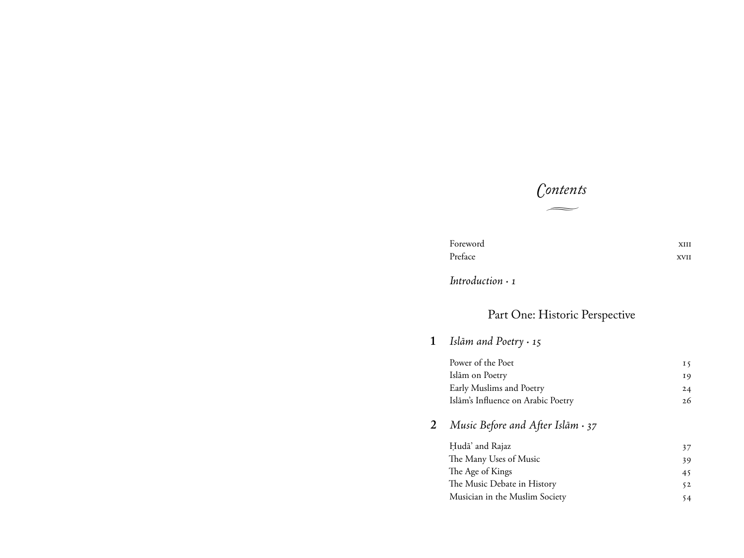# *Contents*

| | |
|---|---|
| Foreword | xiii |
| Preface | xvii |

*Introduction · 1*

## Part One: Historic Perspective

### 1 *Islām and Poetry · 15*

| | |
|---|---|
| Power of the Poet | 15 |
| Islām on Poetry | 19 |
| Early Muslims and Poetry | 24 |
| Islām's Influence on Arabic Poetry | 26 |

### 2 *Music Before and After Islām · 37*

| | |
|---|---|
| Ḥudā' and Rajaz | 37 |
| The Many Uses of Music | 39 |
| The Age of Kings | 45 |
| The Music Debate in History | 52 |
| Musician in the Muslim Society | 54 |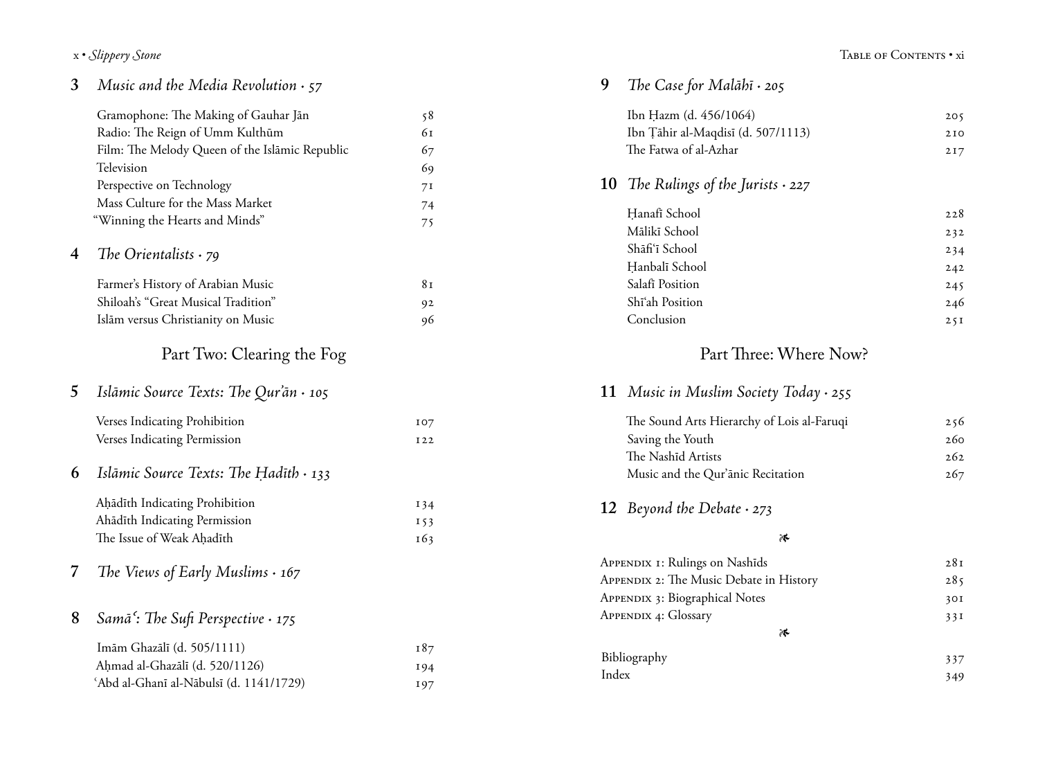## 3 *Music and the Media Revolution · 57*

| | |
|---|---|
| Gramophone: The Making of Gauhar Jān | 58 |
| Radio: The Reign of Umm Kulthūm | 61 |
| Film: The Melody Queen of the Islāmic Republic | 67 |
| Television | 69 |
| Perspective on Technology | 71 |
| Mass Culture for the Mass Market | 74 |
| "Winning the Hearts and Minds" | 75 |

## 4 *The Orientalists · 79*

| | |
|---|---|
| Farmer's History of Arabian Music | 81 |
| Shiloah's "Great Musical Tradition" | 92 |
| Islām versus Christianity on Music | 96 |

# Part Two: Clearing the Fog

## 5 *Islāmic Source Texts: The Qur'ān · 105*

| | |
|---|---|
| Verses Indicating Prohibition | 107 |
| Verses Indicating Permission | 122 |

## 6 *Islāmic Source Texts: The Ḥadīth · 133*

| | |
|---|---|
| Aḥādīth Indicating Prohibition | 134 |
| Ahādīth Indicating Permission | 153 |
| The Issue of Weak Aḥadīth | 163 |

## 7 *The Views of Early Muslims · 167*

## 8 *Samāʿ: The Sufi Perspective · 175*

| | |
|---|---|
| Imām Ghazālī (d. 505/1111) | 187 |
| Aḥmad al-Ghazālī (d. 520/1126) | 194 |
| ʿAbd al-Ghanī al-Nābulsī (d. 1141/1729) | 197 |

## 9 *The Case for Malāhī · 205*

| | |
|---|---|
| Ibn Ḥazm (d. 456/1064) | 205 |
| Ibn Ṭāhir al-Maqdisī (d. 507/1113) | 210 |
| The Fatwa of al-Azhar | 217 |

## 10 *The Rulings of the Jurists · 227*

| | |
|---|---|
| Ḥanafī School | 228 |
| Mālikī School | 232 |
| Shāfiʿī School | 234 |
| Ḥanbalī School | 242 |
| Salafī Position | 245 |
| Shīʿah Position | 246 |
| Conclusion | 251 |

# Part Three: Where Now?

## 11 *Music in Muslim Society Today · 255*

| | |
|---|---|
| The Sound Arts Hierarchy of Lois al-Faruqi | 256 |
| Saving the Youth | 260 |
| The Nashīd Artists | 262 |
| Music and the Qur'ānic Recitation | 267 |

## 12 *Beyond the Debate · 273*

| | |
|---|---|
| Appendix 1: Rulings on Nashīds | 281 |
| Appendix 2: The Music Debate in History | 285 |
| Appendix 3: Biographical Notes | 301 |
| Appendix 4: Glossary | 331 |
| Bibliography | 337 |
| Index | 349 |